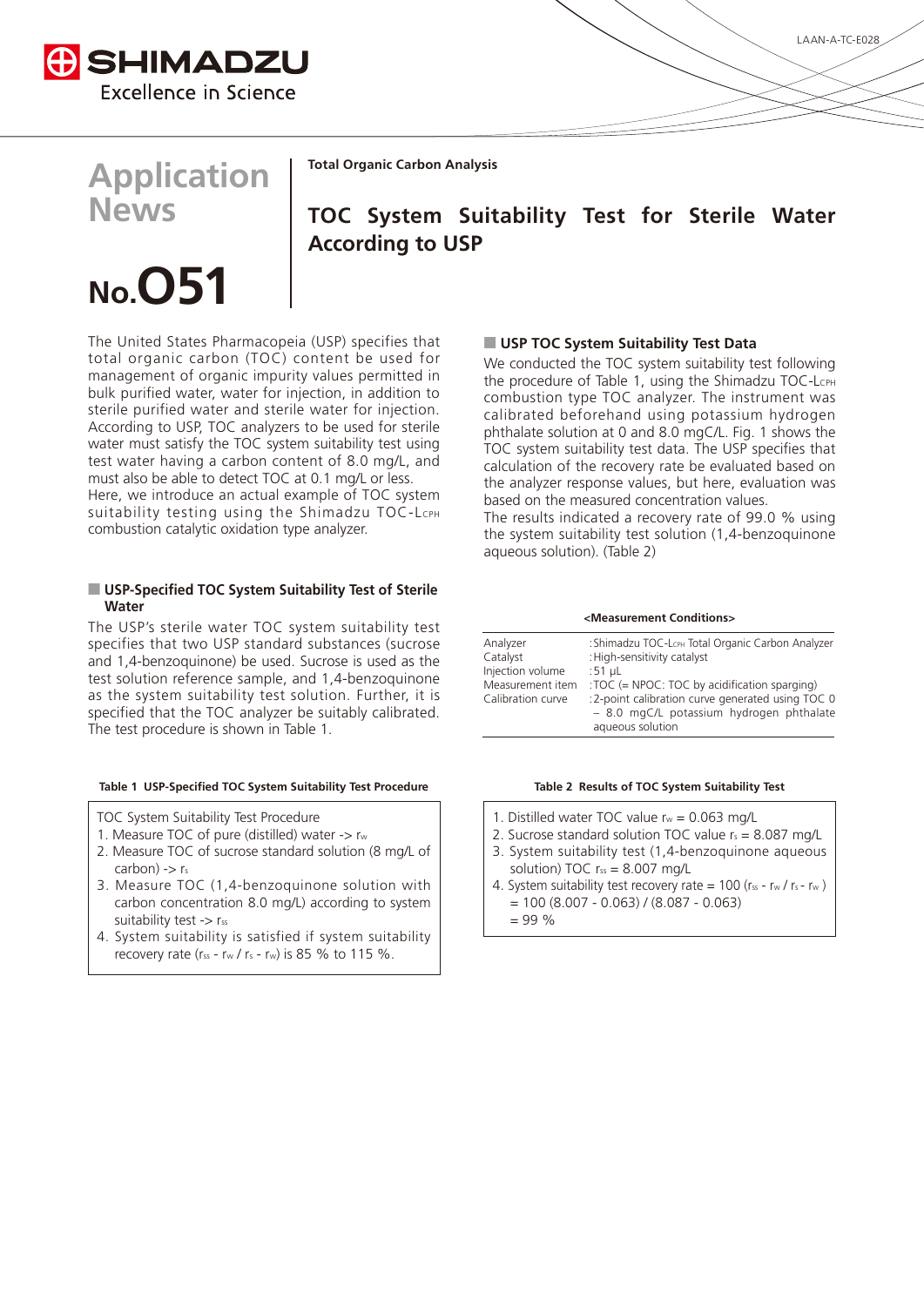# Application News

**No.O51**

**Total Organic Carbon Analysis**

## TOC System Suitability Test for Sterile Water According to USP

The United States Pharmacopeia (USP) specifies that total organic carbon (TOC) content be used for management of organic impurity values permitted in bulk purified water, water for injection, in addition to sterile purified water and sterile water for injection. According to USP, TOC analyzers to be used for sterile water must satisfy the TOC system suitability test using test water having a carbon content of 8.0 mg/L, and must also be able to detect TOC at 0.1 mg/L or less.
Here, we introduce an actual example of TOC system suitability testing using the Shimadzu TOC-$L_{CPH}$ combustion catalytic oxidation type analyzer.

### ■ USP-Specified TOC System Suitability Test of Sterile Water

The USP's sterile water TOC system suitability test specifies that two USP standard substances (sucrose and 1,4-benzoquinone) be used. Sucrose is used as the test solution reference sample, and 1,4-benzoquinone as the system suitability test solution. Further, it is specified that the TOC analyzer be suitably calibrated. The test procedure is shown in Table 1.

**Table 1 USP-Specified TOC System Suitability Test Procedure**

| TOC System Suitability Test Procedure |
|---|
| 1. Measure TOC of pure (distilled) water -> $r_w$ |
| 2. Measure TOC of sucrose standard solution (8 mg/L of carbon) -> $r_s$ |
| 3. Measure TOC (1,4-benzoquinone solution with carbon concentration 8.0 mg/L) according to system suitability test -> $r_{ss}$ |
| 4. System suitability is satisfied if system suitability recovery rate ($r_{ss}$ - $r_w$ / $r_s$ - $r_w$) is 85 % to 115 %. |

### ■ USP TOC System Suitability Test Data

We conducted the TOC system suitability test following the procedure of Table 1, using the Shimadzu TOC-$L_{CPH}$ combustion type TOC analyzer. The instrument was calibrated beforehand using potassium hydrogen phthalate solution at 0 and 8.0 mgC/L. Fig. 1 shows the TOC system suitability test data. The USP specifies that calculation of the recovery rate be evaluated based on the analyzer response values, but here, evaluation was based on the measured concentration values.
The results indicated a recovery rate of 99.0 % using the system suitability test solution (1,4-benzoquinone aqueous solution). (Table 2)

**<Measurement Conditions>**

| | |
|---|---|
| Analyzer | : Shimadzu TOC-$L_{CPH}$ Total Organic Carbon Analyzer |
| Catalyst | : High-sensitivity catalyst |
| Injection volume | : 51 µL |
| Measurement item | : TOC (= NPOC: TOC by acidification sparging) |
| Calibration curve | : 2-point calibration curve generated using TOC 0 – 8.0 mgC/L potassium hydrogen phthalate aqueous solution |

**Table 2 Results of TOC System Suitability Test**

| |
|---|
| 1. Distilled water TOC value $r_w$ = 0.063 mg/L |
| 2. Sucrose standard solution TOC value $r_s$ = 8.087 mg/L |
| 3. System suitability test (1,4-benzoquinone aqueous solution) TOC $r_{ss}$ = 8.007 mg/L |
| 4. System suitability test recovery rate = 100 ($r_{ss}$ - $r_w$ / $r_s$ - $r_w$ ) = 100 (8.007 - 0.063) / (8.087 - 0.063) = 99 % |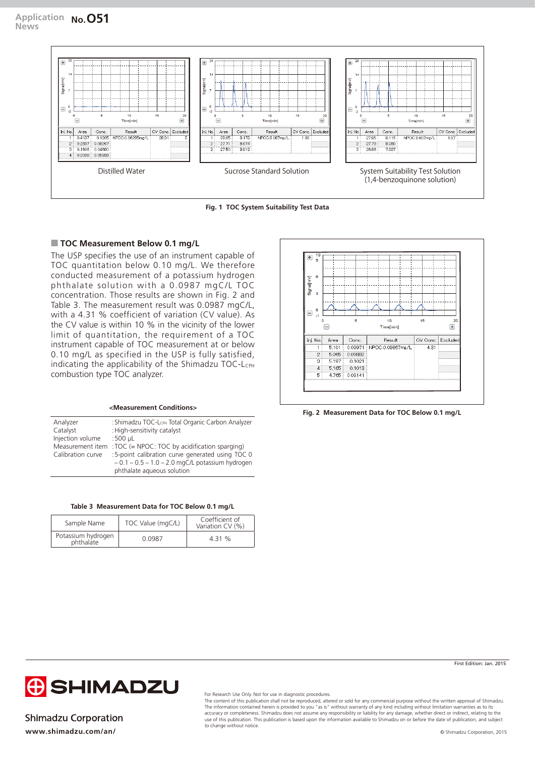Distilled Water

Sucrose Standard Solution

System Suitability Test Solution (1,4-benzoquinone solution)

**Fig. 1 TOC System Suitability Test Data**

## TOC Measurement Below 0.1 mg/L

The USP specifies the use of an instrument capable of TOC quantitation below 0.10 mg/L. We therefore conducted measurement of a potassium hydrogen phthalate solution with a 0.0987 mgC/L TOC concentration. Those results are shown in Fig. 2 and Table 3. The measurement result was 0.0987 mgC/L, with a 4.31 % coefficient of variation (CV value). As the CV value is within 10 % in the vicinity of the lower limit of quantitation, the requirement of a TOC instrument capable of TOC measurement at or below 0.10 mg/L as specified in the USP is fully satisfied, indicating the applicability of the Shimadzu TOC-L$_{CPH}$ combustion type TOC analyzer.

**<Measurement Conditions>**

| | |
|---|---|
| Analyzer | : Shimadzu TOC-L$_{CPH}$ Total Organic Carbon Analyzer |
| Catalyst | : High-sensitivity catalyst |
| Injection volume | : 500 µL |
| Measurement item | : TOC (= NPOC: TOC by acidification sparging) |
| Calibration curve | : 5-point calibration curve generated using TOC 0 – 0.1 – 0.5 – 1.0 – 2.0 mgC/L potassium hydrogen phthalate aqueous solution |

**Table 3 Measurement Data for TOC Below 0.1 mg/L**

| Sample Name | TOC Value (mgC/L) | Coefficient of Variation CV (%) |
|---|---|---|
| Potassium hydrogen phthalate | 0.0987 | 4.31 % |

**Fig. 2 Measurement Data for TOC Below 0.1 mg/L**

First Edition: Jan. 2015

Shimadzu Corporation
www.shimadzu.com/an/

For Research Use Only. Not for use in diagnostic procedures.
The content of this publication shall not be reproduced, altered or sold for any commercial purpose without the written approval of Shimadzu. The information contained herein is provided to you "as is" without warranty of any kind including without limitation warranties as to its accuracy or completeness. Shimadzu does not assume any responsibility or liability for any damage, whether direct or indirect, relating to the use of this publication. This publication is based upon the information available to Shimadzu on or before the date of publication, and subject to change without notice.

© Shimadzu Corporation, 2015